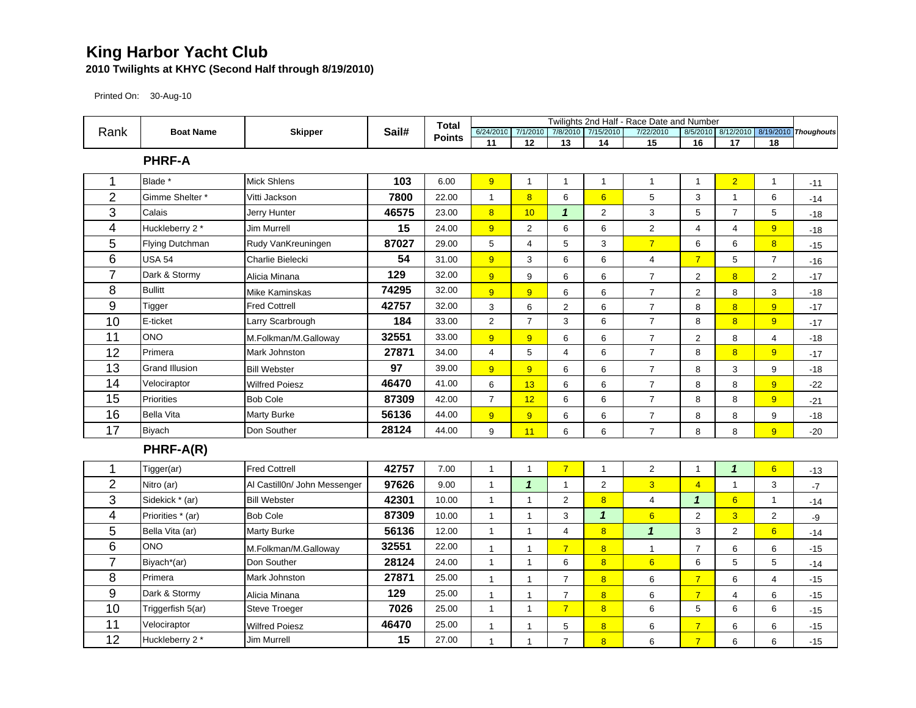# King Harbor Yacht Club

**2010 Twilights at KHYC (Second Half through 8/19/2010)**

Printed On: 30-Aug-10

| Rank | Boat Name | Skipper | Sail# | Total Points | Twilights 2nd Half - Race Date and Number | | | | | | | | Thoughouts |
|---|---|---|---|---|---|---|---|---|---|---|---|---|---|
| | | | | | 6/24/2010 | 7/1/2010 | 7/8/2010 | 7/15/2010 | 7/22/2010 | 8/5/2010 | 8/12/2010 | 8/19/2010 | |
| | | | | | 11 | 12 | 13 | 14 | 15 | 16 | 17 | 18 | |
| | **PHRF-A** | | | | | | | | | | | | |
| 1 | Blade * | Mick Shlens | 103 | 6.00 | 9 | 1 | 1 | 1 | 1 | 1 | 2 | 1 | -11 |
| 2 | Gimme Shelter * | Vitti Jackson | 7800 | 22.00 | 1 | 8 | 6 | 6 | 5 | 3 | 1 | 6 | -14 |
| 3 | Calais | Jerry Hunter | 46575 | 23.00 | 8 | 10 | *1* | 2 | 3 | 5 | 7 | 5 | -18 |
| 4 | Huckleberry 2 * | Jim Murrell | 15 | 24.00 | 9 | 2 | 6 | 6 | 2 | 4 | 4 | 9 | -18 |
| 5 | Flying Dutchman | Rudy VanKreuningen | 87027 | 29.00 | 5 | 4 | 5 | 3 | 7 | 6 | 6 | 8 | -15 |
| 6 | USA 54 | Charlie Bielecki | 54 | 31.00 | 9 | 3 | 6 | 6 | 4 | 7 | 5 | 7 | -16 |
| 7 | Dark & Stormy | Alicia Minana | 129 | 32.00 | 9 | 9 | 6 | 6 | 7 | 2 | 8 | 2 | -17 |
| 8 | Bullitt | Mike Kaminskas | 74295 | 32.00 | 9 | 9 | 6 | 6 | 7 | 2 | 8 | 3 | -18 |
| 9 | Tigger | Fred Cottrell | 42757 | 32.00 | 3 | 6 | 2 | 6 | 7 | 8 | 8 | 9 | -17 |
| 10 | E-ticket | Larry Scarbrough | 184 | 33.00 | 2 | 7 | 3 | 6 | 7 | 8 | 8 | 9 | -17 |
| 11 | ONO | M.Folkman/M.Galloway | 32551 | 33.00 | 9 | 9 | 6 | 6 | 7 | 2 | 8 | 4 | -18 |
| 12 | Primera | Mark Johnston | 27871 | 34.00 | 4 | 5 | 4 | 6 | 7 | 8 | 8 | 9 | -17 |
| 13 | Grand Illusion | Bill Webster | 97 | 39.00 | 9 | 9 | 6 | 6 | 7 | 8 | 3 | 9 | -18 |
| 14 | Velociraptor | Wilfred Poiesz | 46470 | 41.00 | 6 | 13 | 6 | 6 | 7 | 8 | 8 | 9 | -22 |
| 15 | Priorities | Bob Cole | 87309 | 42.00 | 7 | 12 | 6 | 6 | 7 | 8 | 8 | 9 | -21 |
| 16 | Bella Vita | Marty Burke | 56136 | 44.00 | 9 | 9 | 6 | 6 | 7 | 8 | 8 | 9 | -18 |
| 17 | Biyach | Don Souther | 28124 | 44.00 | 9 | 11 | 6 | 6 | 7 | 8 | 8 | 9 | -20 |
| | **PHRF-A(R)** | | | | | | | | | | | | |
| 1 | Tigger(ar) | Fred Cottrell | 42757 | 7.00 | 1 | 1 | 7 | 1 | 2 | 1 | *1* | 6 | -13 |
| 2 | Nitro (ar) | Al Castill0n/ John Messenger | 97626 | 9.00 | 1 | *1* | 1 | 2 | 3 | 4 | 1 | 3 | -7 |
| 3 | Sidekick * (ar) | Bill Webster | 42301 | 10.00 | 1 | 1 | 2 | 8 | 4 | *1* | 6 | 1 | -14 |
| 4 | Priorities * (ar) | Bob Cole | 87309 | 10.00 | 1 | 1 | 3 | *1* | 6 | 2 | 3 | 2 | -9 |
| 5 | Bella Vita (ar) | Marty Burke | 56136 | 12.00 | 1 | 1 | 4 | 8 | *1* | 3 | 2 | 6 | -14 |
| 6 | ONO | M.Folkman/M.Galloway | 32551 | 22.00 | 1 | 1 | 7 | 8 | 1 | 7 | 6 | 6 | -15 |
| 7 | Biyach*(ar) | Don Souther | 28124 | 24.00 | 1 | 1 | 6 | 8 | 6 | 6 | 5 | 5 | -14 |
| 8 | Primera | Mark Johnston | 27871 | 25.00 | 1 | 1 | 7 | 8 | 6 | 7 | 6 | 4 | -15 |
| 9 | Dark & Stormy | Alicia Minana | 129 | 25.00 | 1 | 1 | 7 | 8 | 6 | 7 | 4 | 6 | -15 |
| 10 | Triggerfish 5(ar) | Steve Troeger | 7026 | 25.00 | 1 | 1 | 7 | 8 | 6 | 5 | 6 | 6 | -15 |
| 11 | Velociraptor | Wilfred Poiesz | 46470 | 25.00 | 1 | 1 | 5 | 8 | 6 | 7 | 6 | 6 | -15 |
| 12 | Huckleberry 2 * | Jim Murrell | 15 | 27.00 | 1 | 1 | 7 | 8 | 6 | 7 | 6 | 6 | -15 |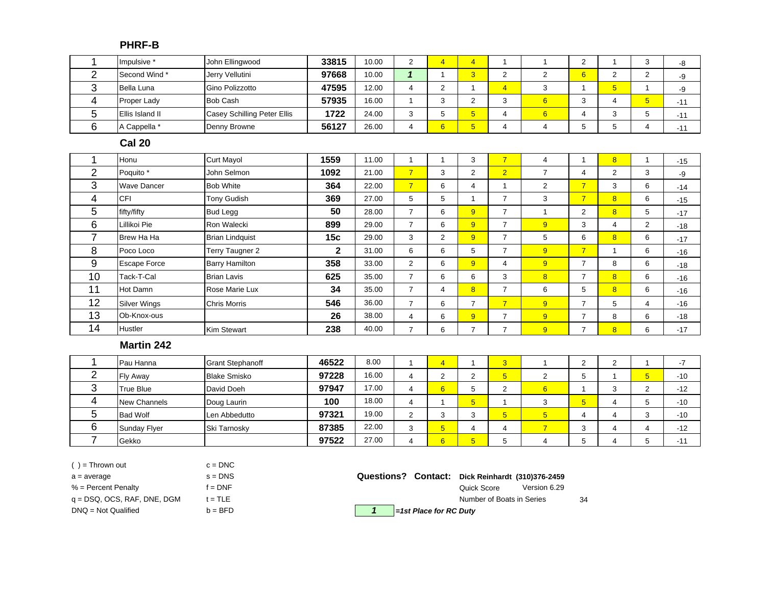## PHRF-B

| | | | | | | | | | | | | | |
|---|---|---|---|---|---|---|---|---|---|---|---|---|---|
| 1 | Impulsive * | John Ellingwood | **33815** | 10.00 | 2 | 4 | 4 | 1 | 1 | 2 | 1 | 3 | -8 |
| 2 | Second Wind * | Jerry Vellutini | **97668** | 10.00 | ***1*** | 1 | 3 | 2 | 2 | 6 | 2 | 2 | -9 |
| 3 | Bella Luna | Gino Polizzotto | **47595** | 12.00 | 4 | 2 | 1 | 4 | 3 | 1 | 5 | 1 | -9 |
| 4 | Proper Lady | Bob Cash | **57935** | 16.00 | 1 | 3 | 2 | 3 | 6 | 3 | 4 | 5 | -11 |
| 5 | Ellis Island II | Casey Schilling Peter Ellis | **1722** | 24.00 | 3 | 5 | 5 | 4 | 6 | 4 | 3 | 5 | -11 |
| 6 | A Cappella * | Denny Browne | **56127** | 26.00 | 4 | 6 | 5 | 4 | 4 | 5 | 5 | 4 | -11 |

## Cal 20

| | | | | | | | | | | | | | |
|---|---|---|---|---|---|---|---|---|---|---|---|---|---|
| 1 | Honu | Curt Mayol | **1559** | 11.00 | 1 | 1 | 3 | 7 | 4 | 1 | 8 | 1 | -15 |
| 2 | Poquito * | John Selmon | **1092** | 21.00 | 7 | 3 | 2 | 2 | 7 | 4 | 2 | 3 | -9 |
| 3 | Wave Dancer | Bob White | **364** | 22.00 | 7 | 6 | 4 | 1 | 2 | 7 | 3 | 6 | -14 |
| 4 | CFI | Tony Gudish | **369** | 27.00 | 5 | 5 | 1 | 7 | 3 | 7 | 8 | 6 | -15 |
| 5 | fifty/fifty | Bud Legg | **50** | 28.00 | 7 | 6 | 9 | 7 | 1 | 2 | 8 | 5 | -17 |
| 6 | Lillikoi Pie | Ron Walecki | **899** | 29.00 | 7 | 6 | 9 | 7 | 9 | 3 | 4 | 2 | -18 |
| 7 | Brew Ha Ha | Brian Lindquist | **15c** | 29.00 | 3 | 2 | 9 | 7 | 5 | 6 | 8 | 6 | -17 |
| 8 | Poco Loco | Terry Taugner 2 | **2** | 31.00 | 6 | 6 | 5 | 7 | 9 | 7 | 1 | 6 | -16 |
| 9 | Escape Force | Barry Hamilton | **358** | 33.00 | 2 | 6 | 9 | 4 | 9 | 7 | 8 | 6 | -18 |
| 10 | Tack-T-Cal | Brian Lavis | **625** | 35.00 | 7 | 6 | 6 | 3 | 8 | 7 | 8 | 6 | -16 |
| 11 | Hot Damn | Rose Marie Lux | **34** | 35.00 | 7 | 4 | 8 | 7 | 6 | 5 | 8 | 6 | -16 |
| 12 | Silver Wings | Chris Morris | **546** | 36.00 | 7 | 6 | 7 | 7 | 9 | 7 | 5 | 4 | -16 |
| 13 | Ob-Knox-ous | | **26** | 38.00 | 4 | 6 | 9 | 7 | 9 | 7 | 8 | 6 | -18 |
| 14 | Hustler | Kim Stewart | **238** | 40.00 | 7 | 6 | 7 | 7 | 9 | 7 | 8 | 6 | -17 |

## Martin 242

| | | | | | | | | | | | | | |
|---|---|---|---|---|---|---|---|---|---|---|---|---|---|
| 1 | Pau Hanna | Grant Stephanoff | **46522** | 8.00 | 1 | 4 | 1 | 3 | 1 | 2 | 2 | 1 | -7 |
| 2 | Fly Away | Blake Smisko | **97228** | 16.00 | 4 | 2 | 2 | 5 | 2 | 5 | 1 | 5 | -10 |
| 3 | True Blue | David Doeh | **97947** | 17.00 | 4 | 6 | 5 | 2 | 6 | 1 | 3 | 2 | -12 |
| 4 | New Channels | Doug Laurin | **100** | 18.00 | 4 | 1 | 5 | 1 | 3 | 5 | 4 | 5 | -10 |
| 5 | Bad Wolf | Len Abbedutto | **97321** | 19.00 | 2 | 3 | 3 | 5 | 5 | 4 | 4 | 3 | -10 |
| 6 | Sunday Flyer | Ski Tarnosky | **87385** | 22.00 | 3 | 5 | 4 | 4 | 7 | 3 | 4 | 4 | -12 |
| 7 | Gekko | | **97522** | 27.00 | 4 | 6 | 5 | 5 | 4 | 5 | 4 | 5 | -11 |

( ) = Thrown out　　c = DNC
a = average　　s = DNS
% = Percent Penalty　　f = DNF
q = DSQ, OCS, RAF, DNE, DGM　　t = TLE
DNQ = Not Qualified　　b = BFD

**Questions? Contact:** **Dick Reinhardt (310)376-2459**

Quick Score　Version 6.29

Number of Boats in Series　34

***1*** ***=1st Place for RC Duty***